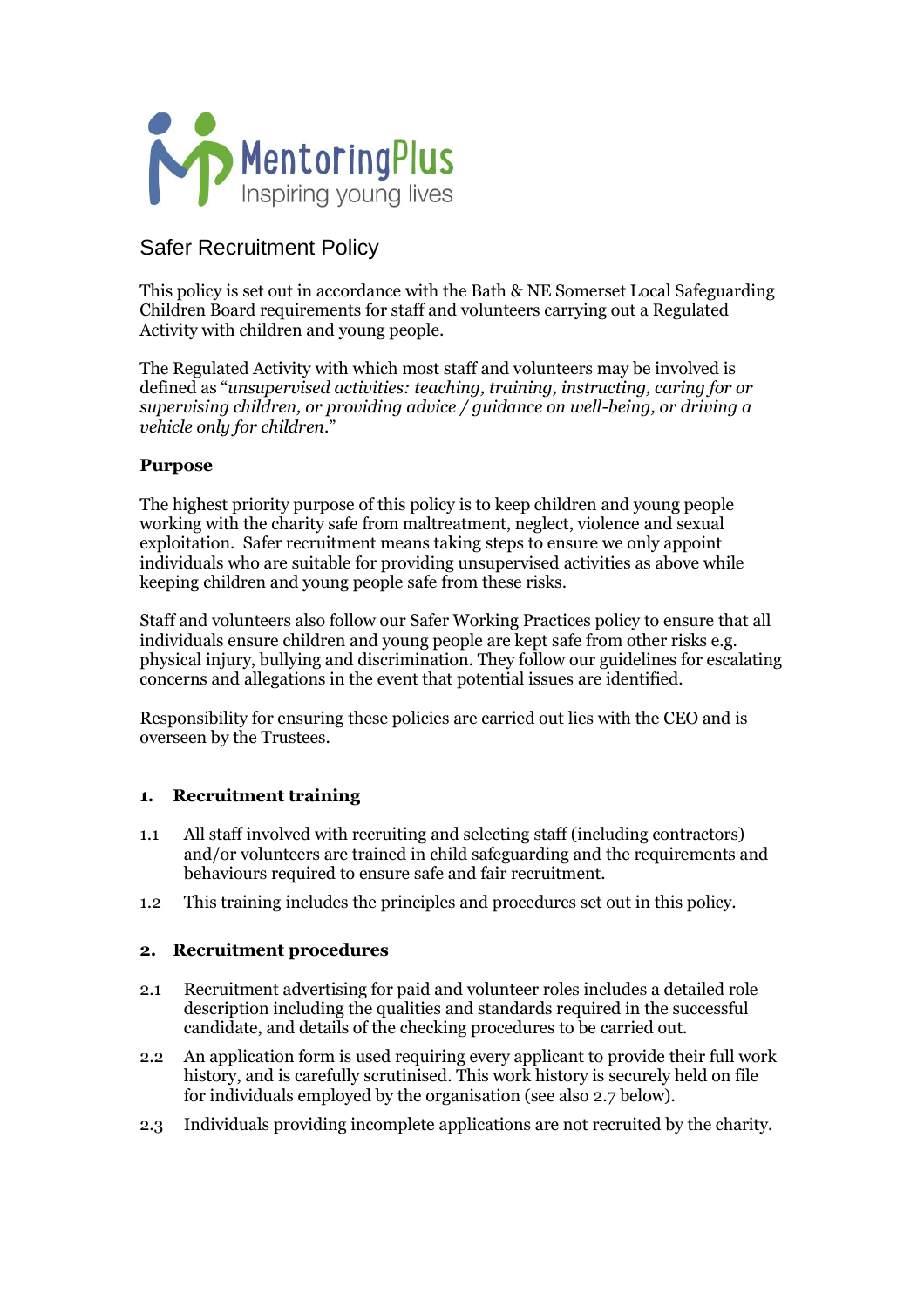MentoringPlus
Inspiring young lives

# Safer Recruitment Policy

This policy is set out in accordance with the Bath & NE Somerset Local Safeguarding Children Board requirements for staff and volunteers carrying out a Regulated Activity with children and young people.

The Regulated Activity with which most staff and volunteers may be involved is defined as "*unsupervised activities: teaching, training, instructing, caring for or supervising children, or providing advice / guidance on well-being, or driving a vehicle only for children*."

**Purpose**

The highest priority purpose of this policy is to keep children and young people working with the charity safe from maltreatment, neglect, violence and sexual exploitation. Safer recruitment means taking steps to ensure we only appoint individuals who are suitable for providing unsupervised activities as above while keeping children and young people safe from these risks.

Staff and volunteers also follow our Safer Working Practices policy to ensure that all individuals ensure children and young people are kept safe from other risks e.g. physical injury, bullying and discrimination. They follow our guidelines for escalating concerns and allegations in the event that potential issues are identified.

Responsibility for ensuring these policies are carried out lies with the CEO and is overseen by the Trustees.

## 1. Recruitment training

1.1 All staff involved with recruiting and selecting staff (including contractors) and/or volunteers are trained in child safeguarding and the requirements and behaviours required to ensure safe and fair recruitment.

1.2 This training includes the principles and procedures set out in this policy.

## 2. Recruitment procedures

2.1 Recruitment advertising for paid and volunteer roles includes a detailed role description including the qualities and standards required in the successful candidate, and details of the checking procedures to be carried out.

2.2 An application form is used requiring every applicant to provide their full work history, and is carefully scrutinised. This work history is securely held on file for individuals employed by the organisation (see also 2.7 below).

2.3 Individuals providing incomplete applications are not recruited by the charity.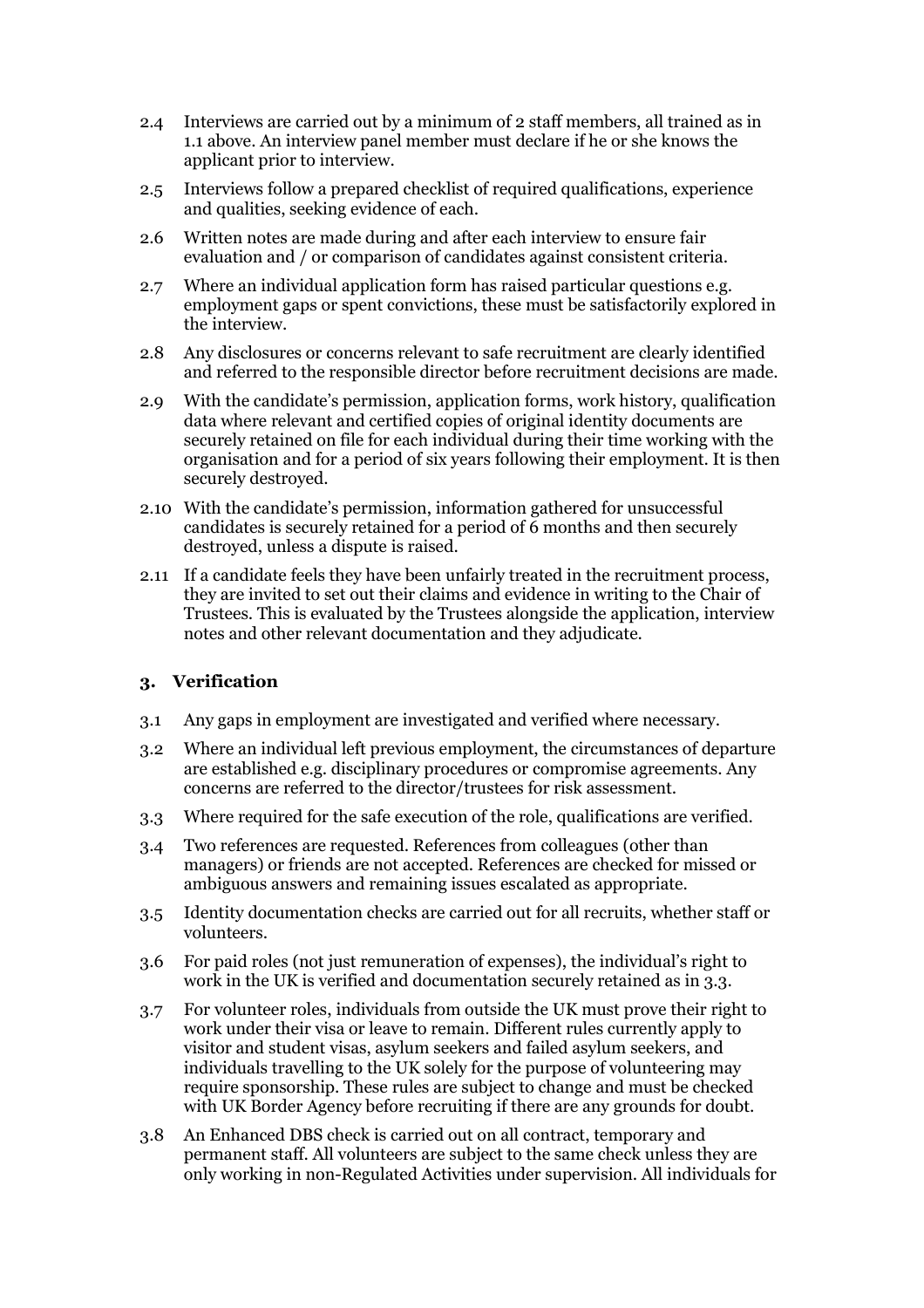2.4 Interviews are carried out by a minimum of 2 staff members, all trained as in 1.1 above. An interview panel member must declare if he or she knows the applicant prior to interview.

2.5 Interviews follow a prepared checklist of required qualifications, experience and qualities, seeking evidence of each.

2.6 Written notes are made during and after each interview to ensure fair evaluation and / or comparison of candidates against consistent criteria.

2.7 Where an individual application form has raised particular questions e.g. employment gaps or spent convictions, these must be satisfactorily explored in the interview.

2.8 Any disclosures or concerns relevant to safe recruitment are clearly identified and referred to the responsible director before recruitment decisions are made.

2.9 With the candidate's permission, application forms, work history, qualification data where relevant and certified copies of original identity documents are securely retained on file for each individual during their time working with the organisation and for a period of six years following their employment. It is then securely destroyed.

2.10 With the candidate's permission, information gathered for unsuccessful candidates is securely retained for a period of 6 months and then securely destroyed, unless a dispute is raised.

2.11 If a candidate feels they have been unfairly treated in the recruitment process, they are invited to set out their claims and evidence in writing to the Chair of Trustees. This is evaluated by the Trustees alongside the application, interview notes and other relevant documentation and they adjudicate.

## 3. Verification

3.1 Any gaps in employment are investigated and verified where necessary.

3.2 Where an individual left previous employment, the circumstances of departure are established e.g. disciplinary procedures or compromise agreements. Any concerns are referred to the director/trustees for risk assessment.

3.3 Where required for the safe execution of the role, qualifications are verified.

3.4 Two references are requested. References from colleagues (other than managers) or friends are not accepted. References are checked for missed or ambiguous answers and remaining issues escalated as appropriate.

3.5 Identity documentation checks are carried out for all recruits, whether staff or volunteers.

3.6 For paid roles (not just remuneration of expenses), the individual's right to work in the UK is verified and documentation securely retained as in 3.3.

3.7 For volunteer roles, individuals from outside the UK must prove their right to work under their visa or leave to remain. Different rules currently apply to visitor and student visas, asylum seekers and failed asylum seekers, and individuals travelling to the UK solely for the purpose of volunteering may require sponsorship. These rules are subject to change and must be checked with UK Border Agency before recruiting if there are any grounds for doubt.

3.8 An Enhanced DBS check is carried out on all contract, temporary and permanent staff. All volunteers are subject to the same check unless they are only working in non-Regulated Activities under supervision. All individuals for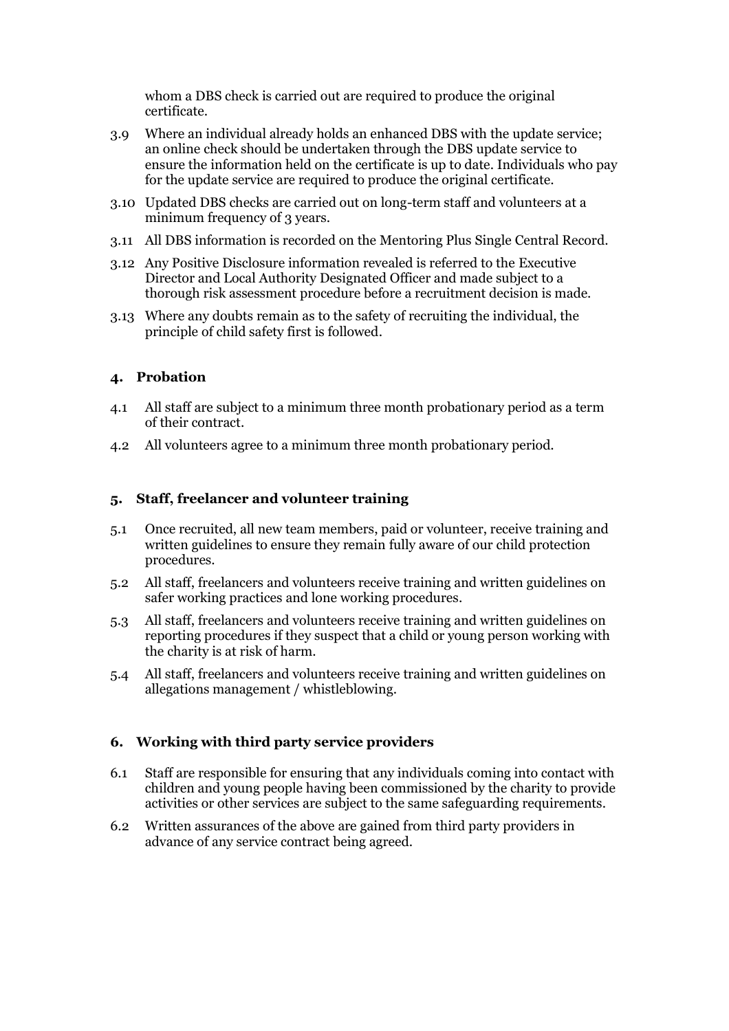whom a DBS check is carried out are required to produce the original certificate.

3.9 Where an individual already holds an enhanced DBS with the update service; an online check should be undertaken through the DBS update service to ensure the information held on the certificate is up to date. Individuals who pay for the update service are required to produce the original certificate.

3.10 Updated DBS checks are carried out on long-term staff and volunteers at a minimum frequency of 3 years.

3.11 All DBS information is recorded on the Mentoring Plus Single Central Record.

3.12 Any Positive Disclosure information revealed is referred to the Executive Director and Local Authority Designated Officer and made subject to a thorough risk assessment procedure before a recruitment decision is made.

3.13 Where any doubts remain as to the safety of recruiting the individual, the principle of child safety first is followed.

## 4. Probation

4.1 All staff are subject to a minimum three month probationary period as a term of their contract.

4.2 All volunteers agree to a minimum three month probationary period.

## 5. Staff, freelancer and volunteer training

5.1 Once recruited, all new team members, paid or volunteer, receive training and written guidelines to ensure they remain fully aware of our child protection procedures.

5.2 All staff, freelancers and volunteers receive training and written guidelines on safer working practices and lone working procedures.

5.3 All staff, freelancers and volunteers receive training and written guidelines on reporting procedures if they suspect that a child or young person working with the charity is at risk of harm.

5.4 All staff, freelancers and volunteers receive training and written guidelines on allegations management / whistleblowing.

## 6. Working with third party service providers

6.1 Staff are responsible for ensuring that any individuals coming into contact with children and young people having been commissioned by the charity to provide activities or other services are subject to the same safeguarding requirements.

6.2 Written assurances of the above are gained from third party providers in advance of any service contract being agreed.